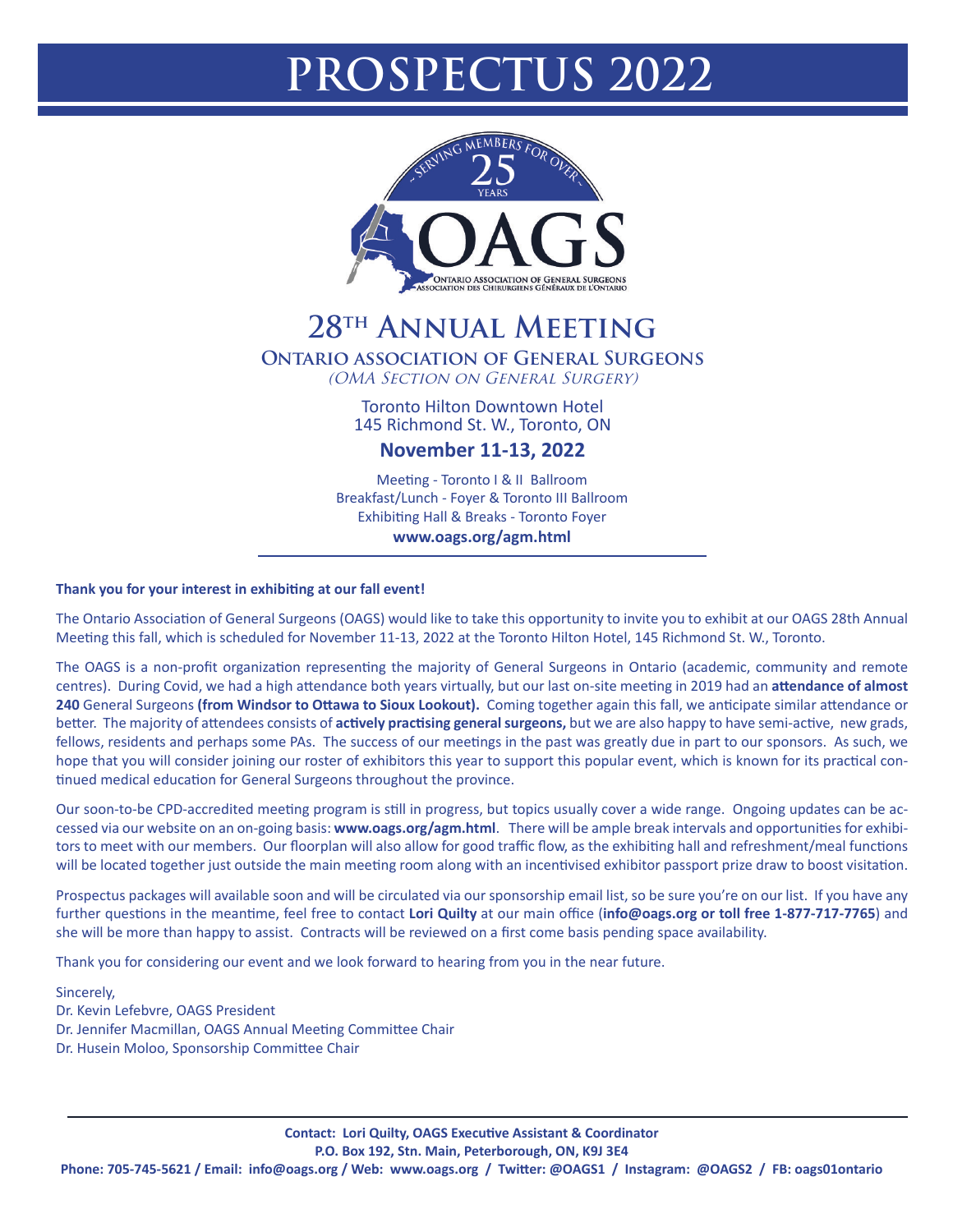# PROSPECTUS 2022

~ SERVING MEMBERS FOR OVER ~ 25 YEARS

OAGS

ONTARIO ASSOCIATION OF GENERAL SURGEONS
ASSOCIATION DES CHIRURGIENS GÉNÉRAUX DE L'ONTARIO

## 28TH ANNUAL MEETING

### ONTARIO ASSOCIATION OF GENERAL SURGEONS

*(OMA SECTION ON GENERAL SURGERY)*

Toronto Hilton Downtown Hotel
145 Richmond St. W., Toronto, ON

**November 11-13, 2022**

Meeting - Toronto I & II Ballroom
Breakfast/Lunch - Foyer & Toronto III Ballroom
Exhibiting Hall & Breaks - Toronto Foyer
**www.oags.org/agm.html**

---

**Thank you for your interest in exhibiting at our fall event!**

The Ontario Association of General Surgeons (OAGS) would like to take this opportunity to invite you to exhibit at our OAGS 28th Annual Meeting this fall, which is scheduled for November 11-13, 2022 at the Toronto Hilton Hotel, 145 Richmond St. W., Toronto.

The OAGS is a non-profit organization representing the majority of General Surgeons in Ontario (academic, community and remote centres). During Covid, we had a high attendance both years virtually, but our last on-site meeting in 2019 had an **attendance of almost 240** General Surgeons **(from Windsor to Ottawa to Sioux Lookout).** Coming together again this fall, we anticipate similar attendance or better. The majority of attendees consists of **actively practising general surgeons,** but we are also happy to have semi-active, new grads, fellows, residents and perhaps some PAs. The success of our meetings in the past was greatly due in part to our sponsors. As such, we hope that you will consider joining our roster of exhibitors this year to support this popular event, which is known for its practical continued medical education for General Surgeons throughout the province.

Our soon-to-be CPD-accredited meeting program is still in progress, but topics usually cover a wide range. Ongoing updates can be accessed via our website on an on-going basis: **www.oags.org/agm.html**. There will be ample break intervals and opportunities for exhibitors to meet with our members. Our floorplan will also allow for good traffic flow, as the exhibiting hall and refreshment/meal functions will be located together just outside the main meeting room along with an incentivised exhibitor passport prize draw to boost visitation.

Prospectus packages will available soon and will be circulated via our sponsorship email list, so be sure you're on our list. If you have any further questions in the meantime, feel free to contact **Lori Quilty** at our main office (**info@oags.org or toll free 1-877-717-7765**) and she will be more than happy to assist. Contracts will be reviewed on a first come basis pending space availability.

Thank you for considering our event and we look forward to hearing from you in the near future.

Sincerely,
Dr. Kevin Lefebvre, OAGS President
Dr. Jennifer Macmillan, OAGS Annual Meeting Committee Chair
Dr. Husein Moloo, Sponsorship Committee Chair

---

**Contact: Lori Quilty, OAGS Executive Assistant & Coordinator**
**P.O. Box 192, Stn. Main, Peterborough, ON, K9J 3E4**
**Phone: 705-745-5621 / Email: info@oags.org / Web: www.oags.org / Twitter: @OAGS1 / Instagram: @OAGS2 / FB: oags01ontario**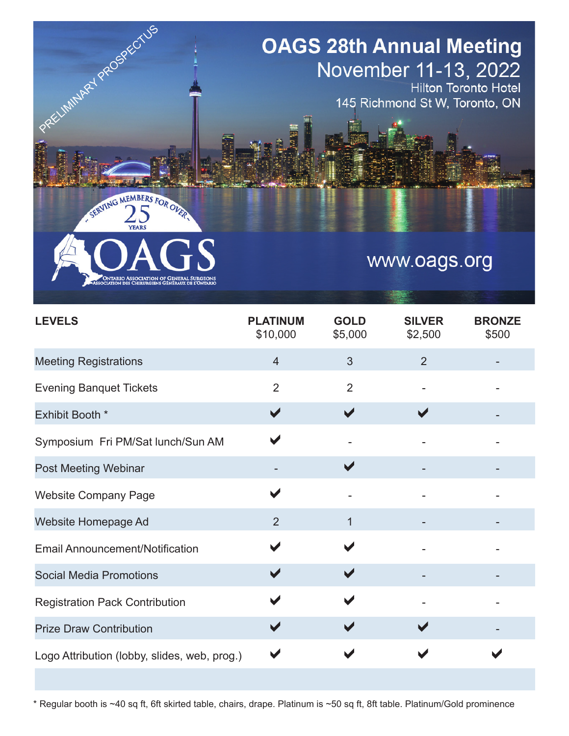PRELIMINARY PROSPECTUS

# OAGS 28th Annual Meeting

## November 11-13, 2022

Hilton Toronto Hotel
145 Richmond St W, Toronto, ON

SERVING MEMBERS FOR OVER 25 YEARS

OAGS
ONTARIO ASSOCIATION OF GENERAL SURGEONS
ASSOCIATION DES CHIRURGIENS GÉNÉRAUX DE L'ONTARIO

www.oags.org

| LEVELS | PLATINUM $10,000 | GOLD $5,000 | SILVER $2,500 | BRONZE $500 |
|---|---|---|---|---|
| Meeting Registrations | 4 | 3 | 2 | - |
| Evening Banquet Tickets | 2 | 2 | - | - |
| Exhibit Booth * | ✔ | ✔ | ✔ | - |
| Symposium Fri PM/Sat lunch/Sun AM | ✔ | - | - | - |
| Post Meeting Webinar | - | ✔ | - | - |
| Website Company Page | ✔ | - | - | - |
| Website Homepage Ad | 2 | 1 | - | - |
| Email Announcement/Notification | ✔ | ✔ | - | - |
| Social Media Promotions | ✔ | ✔ | - | - |
| Registration Pack Contribution | ✔ | ✔ | - | - |
| Prize Draw Contribution | ✔ | ✔ | ✔ | - |
| Logo Attribution (lobby, slides, web, prog.) | ✔ | ✔ | ✔ | ✔ |

* Regular booth is ~40 sq ft, 6ft skirted table, chairs, drape. Platinum is ~50 sq ft, 8ft table. Platinum/Gold prominence